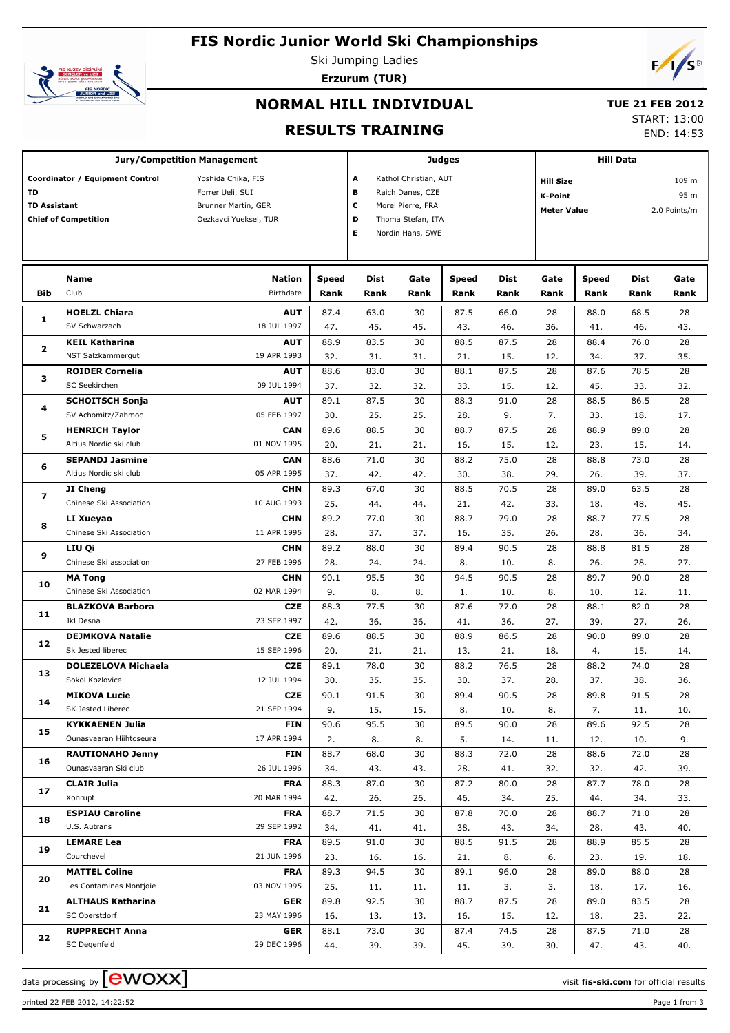# FIS Nordic Junior World Ski Championships

Ski Jumping Ladies

**Erzurum (TUR)**

## NORMAL HILL INDIVIDUAL

## RESULTS TRAINING

**TUE 21 FEB 2012**

START: 13:00

END: 14:53

| Jury/Competition Management | | Judges | | Hill Data | |
|---|---|---|---|---|---|
| Coordinator / Equipment Control | Yoshida Chika, FIS | A | Kathol Christian, AUT | Hill Size | 109 m |
| TD | Forrer Ueli, SUI | B | Raich Danes, CZE | K-Point | 95 m |
| TD Assistant | Brunner Martin, GER | C | Morel Pierre, FRA | Meter Value | 2.0 Points/m |
| Chief of Competition | Oezkavci Yueksel, TUR | D | Thoma Stefan, ITA | | |
| | | E | Nordin Hans, SWE | | |

| Bib | Name / Club | Nation / Birthdate | Speed / Rank | Dist / Rank | Gate / Rank | Speed / Rank | Dist / Rank | Gate / Rank | Speed / Rank | Dist / Rank | Gate / Rank |
|---|---|---|---|---|---|---|---|---|---|---|---|
| 1 | **HOELZL Chiara** | **AUT** | 87.4 | 63.0 | 30 | 87.5 | 66.0 | 28 | 88.0 | 68.5 | 28 |
| | SV Schwarzach | 18 JUL 1997 | 47. | 45. | 45. | 43. | 46. | 36. | 41. | 46. | 43. |
| 2 | **KEIL Katharina** | **AUT** | 88.9 | 83.5 | 30 | 88.5 | 87.5 | 28 | 88.4 | 76.0 | 28 |
| | NST Salzkammergut | 19 APR 1993 | 32. | 31. | 31. | 21. | 15. | 12. | 34. | 37. | 35. |
| 3 | **ROIDER Cornelia** | **AUT** | 88.6 | 83.0 | 30 | 88.1 | 87.5 | 28 | 87.6 | 78.5 | 28 |
| | SC Seekirchen | 09 JUL 1994 | 37. | 32. | 32. | 33. | 15. | 12. | 45. | 33. | 32. |
| 4 | **SCHOITSCH Sonja** | **AUT** | 89.1 | 87.5 | 30 | 88.3 | 91.0 | 28 | 88.5 | 86.5 | 28 |
| | SV Achomitz/Zahmoc | 05 FEB 1997 | 30. | 25. | 25. | 28. | 9. | 7. | 33. | 18. | 17. |
| 5 | **HENRICH Taylor** | **CAN** | 89.6 | 88.5 | 30 | 88.7 | 87.5 | 28 | 88.9 | 89.0 | 28 |
| | Altius Nordic ski club | 01 NOV 1995 | 20. | 21. | 21. | 16. | 15. | 12. | 23. | 15. | 14. |
| 6 | **SEPANDJ Jasmine** | **CAN** | 88.6 | 71.0 | 30 | 88.2 | 75.0 | 28 | 88.8 | 73.0 | 28 |
| | Altius Nordic ski club | 05 APR 1995 | 37. | 42. | 42. | 30. | 38. | 29. | 26. | 39. | 37. |
| 7 | **JI Cheng** | **CHN** | 89.3 | 67.0 | 30 | 88.5 | 70.5 | 28 | 89.0 | 63.5 | 28 |
| | Chinese Ski Association | 10 AUG 1993 | 25. | 44. | 44. | 21. | 42. | 33. | 18. | 48. | 45. |
| 8 | **LI Xueyao** | **CHN** | 89.2 | 77.0 | 30 | 88.7 | 79.0 | 28 | 88.7 | 77.5 | 28 |
| | Chinese Ski Association | 11 APR 1995 | 28. | 37. | 37. | 16. | 35. | 26. | 28. | 36. | 34. |
| 9 | **LIU Qi** | **CHN** | 89.2 | 88.0 | 30 | 89.4 | 90.5 | 28 | 88.8 | 81.5 | 28 |
| | Chinese Ski association | 27 FEB 1996 | 28. | 24. | 24. | 8. | 10. | 8. | 26. | 28. | 27. |
| 10 | **MA Tong** | **CHN** | 90.1 | 95.5 | 30 | 94.5 | 90.5 | 28 | 89.7 | 90.0 | 28 |
| | Chinese Ski Association | 02 MAR 1994 | 9. | 8. | 8. | 1. | 10. | 8. | 10. | 12. | 11. |
| 11 | **BLAZKOVA Barbora** | **CZE** | 88.3 | 77.5 | 30 | 87.6 | 77.0 | 28 | 88.1 | 82.0 | 28 |
| | Jkl Desna | 23 SEP 1997 | 42. | 36. | 36. | 41. | 36. | 27. | 39. | 27. | 26. |
| 12 | **DEJMKOVA Natalie** | **CZE** | 89.6 | 88.5 | 30 | 88.9 | 86.5 | 28 | 90.0 | 89.0 | 28 |
| | Sk Jested liberec | 15 SEP 1996 | 20. | 21. | 21. | 13. | 21. | 18. | 4. | 15. | 14. |
| 13 | **DOLEZELOVA Michaela** | **CZE** | 89.1 | 78.0 | 30 | 88.2 | 76.5 | 28 | 88.2 | 74.0 | 28 |
| | Sokol Kozlovice | 12 JUL 1994 | 30. | 35. | 35. | 30. | 37. | 28. | 37. | 38. | 36. |
| 14 | **MIKOVA Lucie** | **CZE** | 90.1 | 91.5 | 30 | 89.4 | 90.5 | 28 | 89.8 | 91.5 | 28 |
| | SK Jested Liberec | 21 SEP 1994 | 9. | 15. | 15. | 8. | 10. | 8. | 7. | 11. | 10. |
| 15 | **KYKKAENEN Julia** | **FIN** | 90.6 | 95.5 | 30 | 89.5 | 90.0 | 28 | 89.6 | 92.5 | 28 |
| | Ounasvaaran Hiihtoseura | 17 APR 1994 | 2. | 8. | 8. | 5. | 14. | 11. | 12. | 10. | 9. |
| 16 | **RAUTIONAHO Jenny** | **FIN** | 88.7 | 68.0 | 30 | 88.3 | 72.0 | 28 | 88.6 | 72.0 | 28 |
| | Ounasvaaran Ski club | 26 JUL 1996 | 34. | 43. | 43. | 28. | 41. | 32. | 32. | 42. | 39. |
| 17 | **CLAIR Julia** | **FRA** | 88.3 | 87.0 | 30 | 87.2 | 80.0 | 28 | 87.7 | 78.0 | 28 |
| | Xonrupt | 20 MAR 1994 | 42. | 26. | 26. | 46. | 34. | 25. | 44. | 34. | 33. |
| 18 | **ESPIAU Caroline** | **FRA** | 88.7 | 71.5 | 30 | 87.8 | 70.0 | 28 | 88.7 | 71.0 | 28 |
| | U.S. Autrans | 29 SEP 1992 | 34. | 41. | 41. | 38. | 43. | 34. | 28. | 43. | 40. |
| 19 | **LEMARE Lea** | **FRA** | 89.5 | 91.0 | 30 | 88.5 | 91.5 | 28 | 88.9 | 85.5 | 28 |
| | Courchevel | 21 JUN 1996 | 23. | 16. | 16. | 21. | 8. | 6. | 23. | 19. | 18. |
| 20 | **MATTEL Coline** | **FRA** | 89.3 | 94.5 | 30 | 89.1 | 96.0 | 28 | 89.0 | 88.0 | 28 |
| | Les Contamines Montjoie | 03 NOV 1995 | 25. | 11. | 11. | 11. | 3. | 3. | 18. | 17. | 16. |
| 21 | **ALTHAUS Katharina** | **GER** | 89.8 | 92.5 | 30 | 88.7 | 87.5 | 28 | 89.0 | 83.5 | 28 |
| | SC Oberstdorf | 23 MAY 1996 | 16. | 13. | 13. | 16. | 15. | 12. | 18. | 23. | 22. |
| 22 | **RUPPRECHT Anna** | **GER** | 88.1 | 73.0 | 30 | 87.4 | 74.5 | 28 | 87.5 | 71.0 | 28 |
| | SC Degenfeld | 29 DEC 1996 | 44. | 39. | 39. | 45. | 39. | 30. | 47. | 43. | 40. |

data processing by ewoxx — visit fis-ski.com for official results

printed 22 FEB 2012, 14:22:52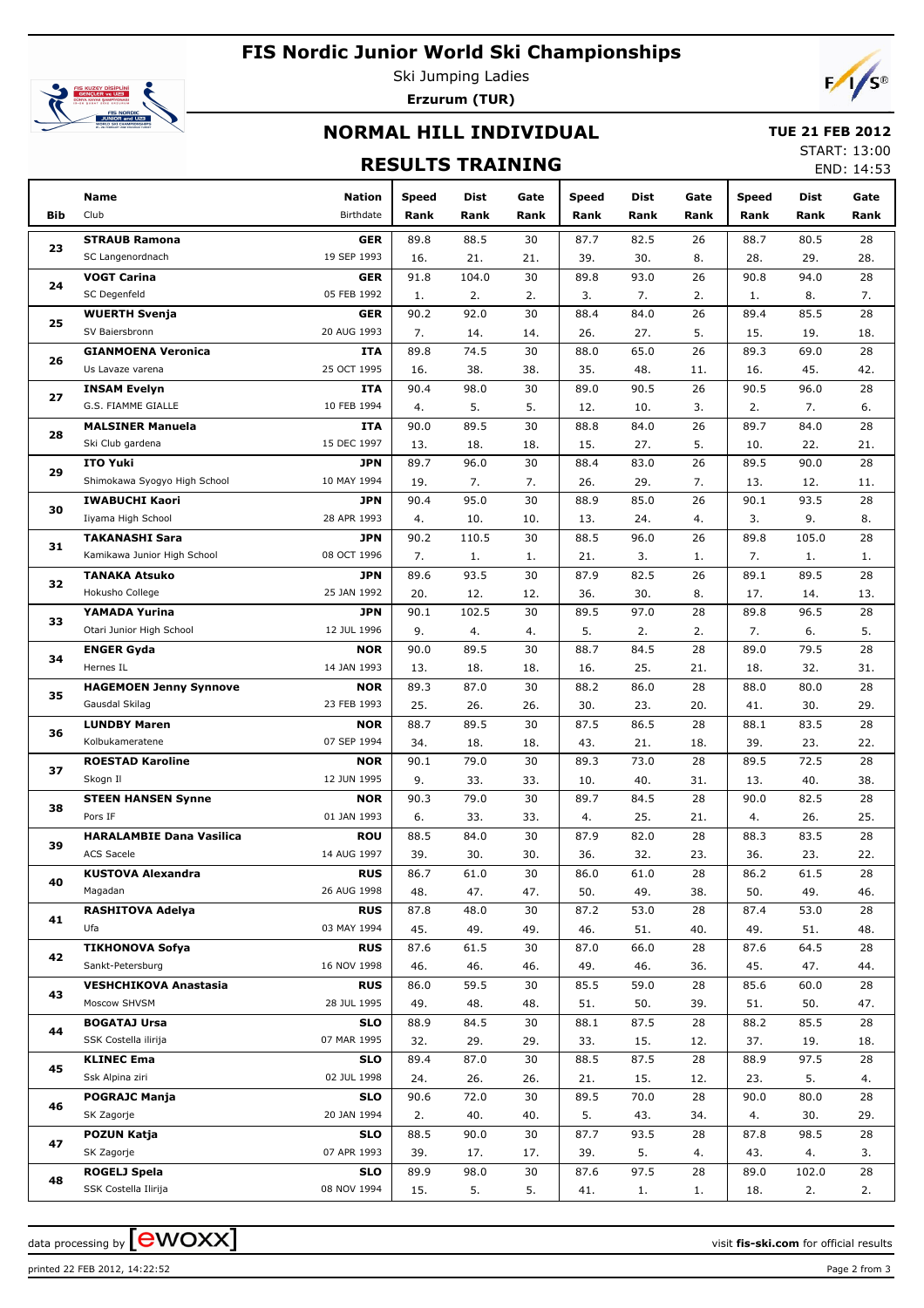# FIS Nordic Junior World Ski Championships

Ski Jumping Ladies

**Erzurum (TUR)**

## NORMAL HILL INDIVIDUAL

**TUE 21 FEB 2012**

START: 13:00

END: 14:53

## RESULTS TRAINING

| Bib | Name / Club | Nation / Birthdate | Speed Rank | Dist Rank | Gate Rank | Speed Rank | Dist Rank | Gate Rank | Speed Rank | Dist Rank | Gate Rank |
|---|---|---|---|---|---|---|---|---|---|---|---|
| 23 | **STRAUB Ramona** | **GER** | 89.8 | 88.5 | 30 | 87.7 | 82.5 | 26 | 88.7 | 80.5 | 28 |
| | SC Langenordnach | 19 SEP 1993 | 16. | 21. | 21. | 39. | 30. | 8. | 28. | 29. | 28. |
| 24 | **VOGT Carina** | **GER** | 91.8 | 104.0 | 30 | 89.8 | 93.0 | 26 | 90.8 | 94.0 | 28 |
| | SC Degenfeld | 05 FEB 1992 | 1. | 2. | 2. | 3. | 7. | 2. | 1. | 8. | 7. |
| 25 | **WUERTH Svenja** | **GER** | 90.2 | 92.0 | 30 | 88.4 | 84.0 | 26 | 89.4 | 85.5 | 28 |
| | SV Baiersbronn | 20 AUG 1993 | 7. | 14. | 14. | 26. | 27. | 5. | 15. | 19. | 18. |
| 26 | **GIANMOENA Veronica** | **ITA** | 89.8 | 74.5 | 30 | 88.0 | 65.0 | 26 | 89.3 | 69.0 | 28 |
| | Us Lavaze varena | 25 OCT 1995 | 16. | 38. | 38. | 35. | 48. | 11. | 16. | 45. | 42. |
| 27 | **INSAM Evelyn** | **ITA** | 90.4 | 98.0 | 30 | 89.0 | 90.5 | 26 | 90.5 | 96.0 | 28 |
| | G.S. FIAMME GIALLE | 10 FEB 1994 | 4. | 5. | 5. | 12. | 10. | 3. | 2. | 7. | 6. |
| 28 | **MALSINER Manuela** | **ITA** | 90.0 | 89.5 | 30 | 88.8 | 84.0 | 26 | 89.7 | 84.0 | 28 |
| | Ski Club gardena | 15 DEC 1997 | 13. | 18. | 18. | 15. | 27. | 5. | 10. | 22. | 21. |
| 29 | **ITO Yuki** | **JPN** | 89.7 | 96.0 | 30 | 88.4 | 83.0 | 26 | 89.5 | 90.0 | 28 |
| | Shimokawa Syogyo High School | 10 MAY 1994 | 19. | 7. | 7. | 26. | 29. | 7. | 13. | 12. | 11. |
| 30 | **IWABUCHI Kaori** | **JPN** | 90.4 | 95.0 | 30 | 88.9 | 85.0 | 26 | 90.1 | 93.5 | 28 |
| | Iiyama High School | 28 APR 1993 | 4. | 10. | 10. | 13. | 24. | 4. | 3. | 9. | 8. |
| 31 | **TAKANASHI Sara** | **JPN** | 90.2 | 110.5 | 30 | 88.5 | 96.0 | 26 | 89.8 | 105.0 | 28 |
| | Kamikawa Junior High School | 08 OCT 1996 | 7. | 1. | 1. | 21. | 3. | 1. | 7. | 1. | 1. |
| 32 | **TANAKA Atsuko** | **JPN** | 89.6 | 93.5 | 30 | 87.9 | 82.5 | 26 | 89.1 | 89.5 | 28 |
| | Hokusho College | 25 JAN 1992 | 20. | 12. | 12. | 36. | 30. | 8. | 17. | 14. | 13. |
| 33 | **YAMADA Yurina** | **JPN** | 90.1 | 102.5 | 30 | 89.5 | 97.0 | 28 | 89.8 | 96.5 | 28 |
| | Otari Junior High School | 12 JUL 1996 | 9. | 4. | 4. | 5. | 2. | 2. | 7. | 6. | 5. |
| 34 | **ENGER Gyda** | **NOR** | 90.0 | 89.5 | 30 | 88.7 | 84.5 | 28 | 89.0 | 79.5 | 28 |
| | Hernes IL | 14 JAN 1993 | 13. | 18. | 18. | 16. | 25. | 21. | 18. | 32. | 31. |
| 35 | **HAGEMOEN Jenny Synnove** | **NOR** | 89.3 | 87.0 | 30 | 88.2 | 86.0 | 28 | 88.0 | 80.0 | 28 |
| | Gausdal Skilag | 23 FEB 1993 | 25. | 26. | 26. | 30. | 23. | 20. | 41. | 30. | 29. |
| 36 | **LUNDBY Maren** | **NOR** | 88.7 | 89.5 | 30 | 87.5 | 86.5 | 28 | 88.1 | 83.5 | 28 |
| | Kolbukameratene | 07 SEP 1994 | 34. | 18. | 18. | 43. | 21. | 18. | 39. | 23. | 22. |
| 37 | **ROESTAD Karoline** | **NOR** | 90.1 | 79.0 | 30 | 89.3 | 73.0 | 28 | 89.5 | 72.5 | 28 |
| | Skogn Il | 12 JUN 1995 | 9. | 33. | 33. | 10. | 40. | 31. | 13. | 40. | 38. |
| 38 | **STEEN HANSEN Synne** | **NOR** | 90.3 | 79.0 | 30 | 89.7 | 84.5 | 28 | 90.0 | 82.5 | 28 |
| | Pors IF | 01 JAN 1993 | 6. | 33. | 33. | 4. | 25. | 21. | 4. | 26. | 25. |
| 39 | **HARALAMBIE Dana Vasilica** | **ROU** | 88.5 | 84.0 | 30 | 87.9 | 82.0 | 28 | 88.3 | 83.5 | 28 |
| | ACS Sacele | 14 AUG 1997 | 39. | 30. | 30. | 36. | 32. | 23. | 36. | 23. | 22. |
| 40 | **KUSTOVA Alexandra** | **RUS** | 86.7 | 61.0 | 30 | 86.0 | 61.0 | 28 | 86.2 | 61.5 | 28 |
| | Magadan | 26 AUG 1998 | 48. | 47. | 47. | 50. | 49. | 38. | 50. | 49. | 46. |
| 41 | **RASHITOVA Adelya** | **RUS** | 87.8 | 48.0 | 30 | 87.2 | 53.0 | 28 | 87.4 | 53.0 | 28 |
| | Ufa | 03 MAY 1994 | 45. | 49. | 49. | 46. | 51. | 40. | 49. | 51. | 48. |
| 42 | **TIKHONOVA Sofya** | **RUS** | 87.6 | 61.5 | 30 | 87.0 | 66.0 | 28 | 87.6 | 64.5 | 28 |
| | Sankt-Petersburg | 16 NOV 1998 | 46. | 46. | 46. | 49. | 46. | 36. | 45. | 47. | 44. |
| 43 | **VESHCHIKOVA Anastasia** | **RUS** | 86.0 | 59.5 | 30 | 85.5 | 59.0 | 28 | 85.6 | 60.0 | 28 |
| | Moscow SHVSM | 28 JUL 1995 | 49. | 48. | 48. | 51. | 50. | 39. | 51. | 50. | 47. |
| 44 | **BOGATAJ Ursa** | **SLO** | 88.9 | 84.5 | 30 | 88.1 | 87.5 | 28 | 88.2 | 85.5 | 28 |
| | SSK Costella ilirija | 07 MAR 1995 | 32. | 29. | 29. | 33. | 15. | 12. | 37. | 19. | 18. |
| 45 | **KLINEC Ema** | **SLO** | 89.4 | 87.0 | 30 | 88.5 | 87.5 | 28 | 88.9 | 97.5 | 28 |
| | Ssk Alpina ziri | 02 JUL 1998 | 24. | 26. | 26. | 21. | 15. | 12. | 23. | 5. | 4. |
| 46 | **POGRAJC Manja** | **SLO** | 90.6 | 72.0 | 30 | 89.5 | 70.0 | 28 | 90.0 | 80.0 | 28 |
| | SK Zagorje | 20 JAN 1994 | 2. | 40. | 40. | 5. | 43. | 34. | 4. | 30. | 29. |
| 47 | **POZUN Katja** | **SLO** | 88.5 | 90.0 | 30 | 87.7 | 93.5 | 28 | 87.8 | 98.5 | 28 |
| | SK Zagorje | 07 APR 1993 | 39. | 17. | 17. | 39. | 5. | 4. | 43. | 4. | 3. |
| 48 | **ROGELJ Spela** | **SLO** | 89.9 | 98.0 | 30 | 87.6 | 97.5 | 28 | 89.0 | 102.0 | 28 |
| | SSK Costella Ilirija | 08 NOV 1994 | 15. | 5. | 5. | 41. | 1. | 1. | 18. | 2. | 2. |

data processing by ewoxx — visit **fis-ski.com** for official results

printed 22 FEB 2012, 14:22:52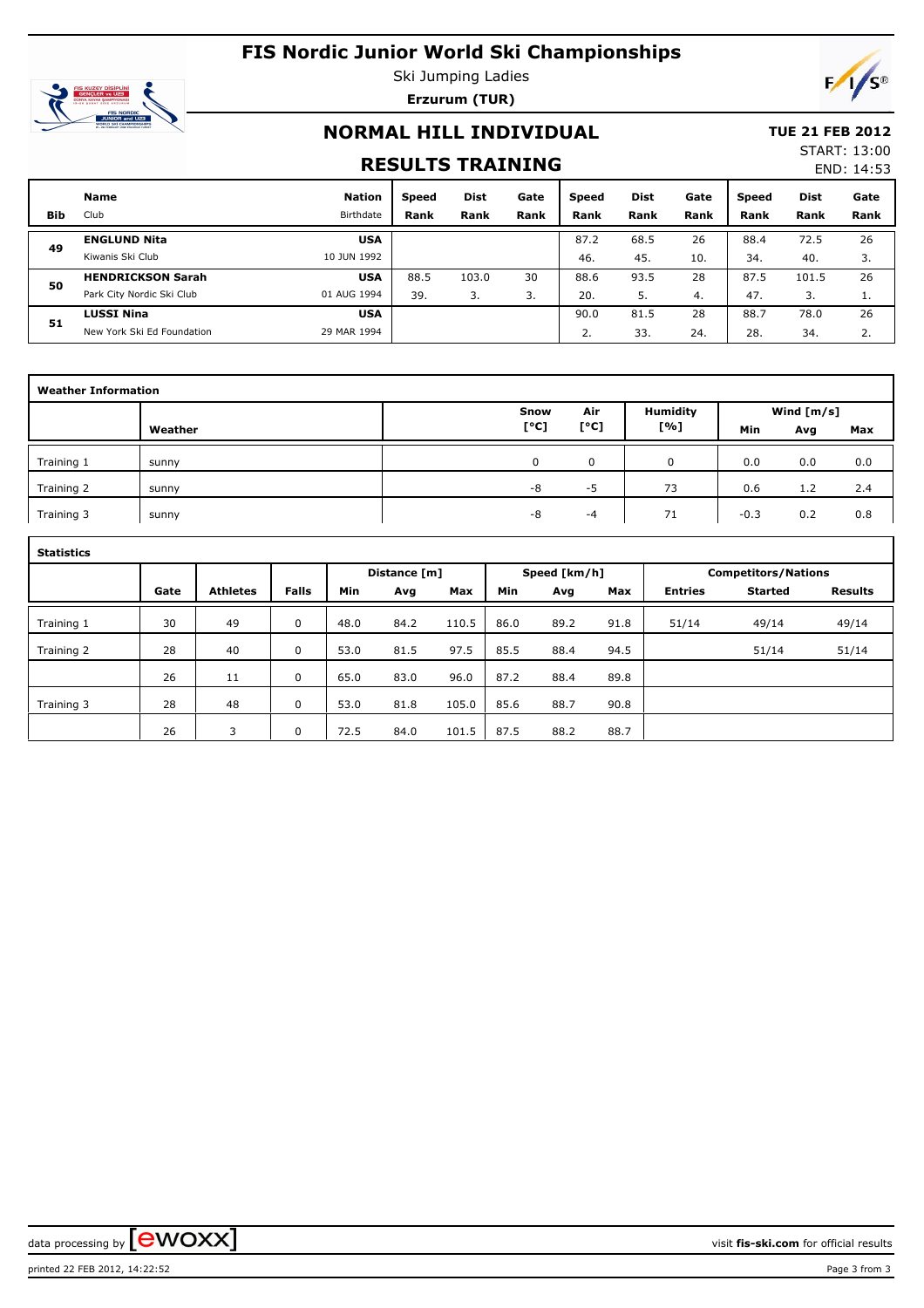# FIS Nordic Junior World Ski Championships

Ski Jumping Ladies

**Erzurum (TUR)**

## NORMAL HILL INDIVIDUAL

**TUE 21 FEB 2012**

START: 13:00

END: 14:53

## RESULTS TRAINING

| Bib | Name / Club | Nation / Birthdate | Speed / Rank | Dist / Rank | Gate / Rank | Speed / Rank | Dist / Rank | Gate / Rank | Speed / Rank | Dist / Rank | Gate / Rank |
|---|---|---|---|---|---|---|---|---|---|---|---|
| 49 | **ENGLUND Nita** | **USA** | | | | 87.2 | 68.5 | 26 | 88.4 | 72.5 | 26 |
| | Kiwanis Ski Club | 10 JUN 1992 | | | | 46. | 45. | 10. | 34. | 40. | 3. |
| 50 | **HENDRICKSON Sarah** | **USA** | 88.5 | 103.0 | 30 | 88.6 | 93.5 | 28 | 87.5 | 101.5 | 26 |
| | Park City Nordic Ski Club | 01 AUG 1994 | 39. | 3. | 3. | 20. | 5. | 4. | 47. | 3. | 1. |
| 51 | **LUSSI Nina** | **USA** | | | | 90.0 | 81.5 | 28 | 88.7 | 78.0 | 26 |
| | New York Ski Ed Foundation | 29 MAR 1994 | | | | 2. | 33. | 24. | 28. | 34. | 2. |

### Weather Information

| | Weather | Snow [°C] | Air [°C] | Humidity [%] | Wind [m/s] Min | Avg | Max |
|---|---|---|---|---|---|---|---|
| Training 1 | sunny | 0 | 0 | 0 | 0.0 | 0.0 | 0.0 |
| Training 2 | sunny | -8 | -5 | 73 | 0.6 | 1.2 | 2.4 |
| Training 3 | sunny | -8 | -4 | 71 | -0.3 | 0.2 | 0.8 |

### Statistics

| | Gate | Athletes | Falls | Distance [m] Min | Avg | Max | Speed [km/h] Min | Avg | Max | Competitors/Nations Entries | Started | Results |
|---|---|---|---|---|---|---|---|---|---|---|---|---|
| Training 1 | 30 | 49 | 0 | 48.0 | 84.2 | 110.5 | 86.0 | 89.2 | 91.8 | 51/14 | 49/14 | 49/14 |
| Training 2 | 28 | 40 | 0 | 53.0 | 81.5 | 97.5 | 85.5 | 88.4 | 94.5 | | 51/14 | 51/14 |
| | 26 | 11 | 0 | 65.0 | 83.0 | 96.0 | 87.2 | 88.4 | 89.8 | | | |
| Training 3 | 28 | 48 | 0 | 53.0 | 81.8 | 105.0 | 85.6 | 88.7 | 90.8 | | | |
| | 26 | 3 | 0 | 72.5 | 84.0 | 101.5 | 87.5 | 88.2 | 88.7 | | | |

data processing by ewoxx

visit **fis-ski.com** for official results

printed 22 FEB 2012, 14:22:52